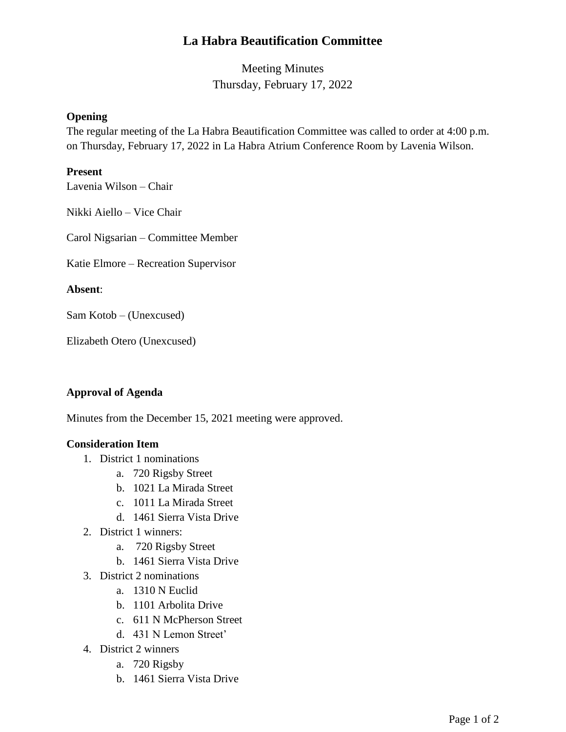# La Habra Beautification Committee

Meeting Minutes
Thursday, February 17, 2022

**Opening**

The regular meeting of the La Habra Beautification Committee was called to order at 4:00 p.m. on Thursday, February 17, 2022 in La Habra Atrium Conference Room by Lavenia Wilson.

**Present**

Lavenia Wilson – Chair

Nikki Aiello – Vice Chair

Carol Nigsarian – Committee Member

Katie Elmore – Recreation Supervisor

**Absent**:

Sam Kotob – (Unexcused)

Elizabeth Otero (Unexcused)

**Approval of Agenda**

Minutes from the December 15, 2021 meeting were approved.

**Consideration Item**

1. District 1 nominations
   a. 720 Rigsby Street
   b. 1021 La Mirada Street
   c. 1011 La Mirada Street
   d. 1461 Sierra Vista Drive
2. District 1 winners:
   a. 720 Rigsby Street
   b. 1461 Sierra Vista Drive
3. District 2 nominations
   a. 1310 N Euclid
   b. 1101 Arbolita Drive
   c. 611 N McPherson Street
   d. 431 N Lemon Street'
4. District 2 winners
   a. 720 Rigsby
   b. 1461 Sierra Vista Drive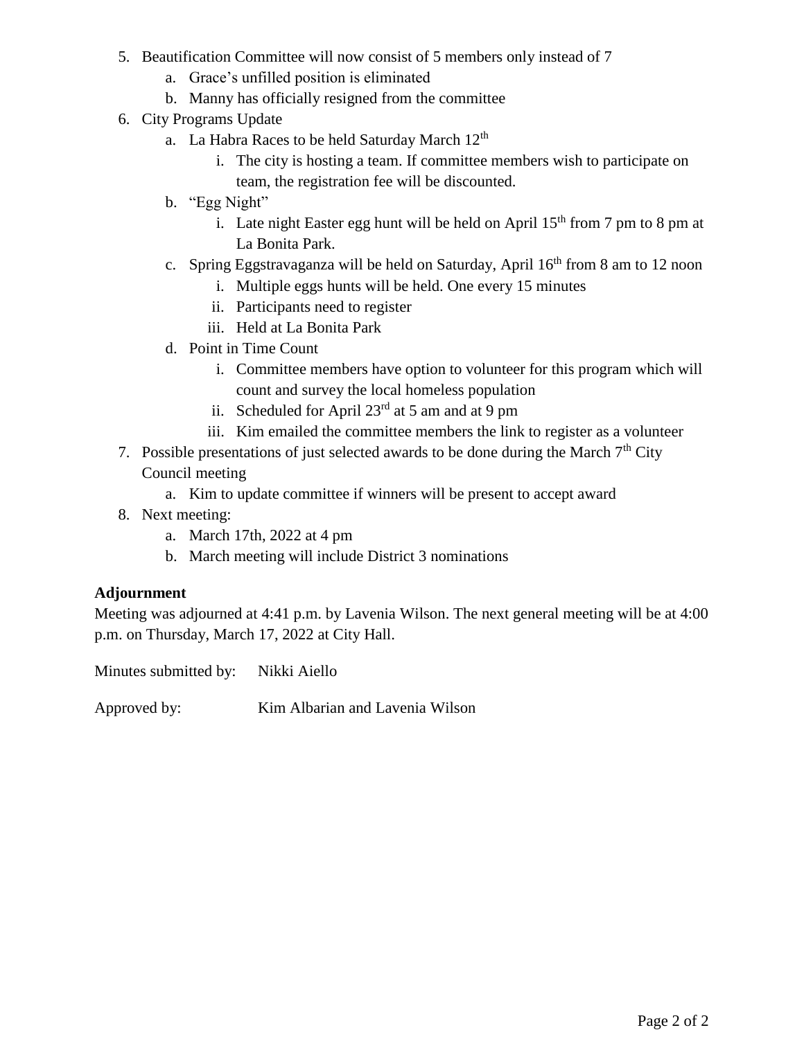5. Beautification Committee will now consist of 5 members only instead of 7
    a. Grace's unfilled position is eliminated
    b. Manny has officially resigned from the committee
6. City Programs Update
    a. La Habra Races to be held Saturday March 12th
        i. The city is hosting a team. If committee members wish to participate on team, the registration fee will be discounted.
    b. "Egg Night"
        i. Late night Easter egg hunt will be held on April 15th from 7 pm to 8 pm at La Bonita Park.
    c. Spring Eggstravaganza will be held on Saturday, April 16th from 8 am to 12 noon
        i. Multiple eggs hunts will be held. One every 15 minutes
        ii. Participants need to register
        iii. Held at La Bonita Park
    d. Point in Time Count
        i. Committee members have option to volunteer for this program which will count and survey the local homeless population
        ii. Scheduled for April 23rd at 5 am and at 9 pm
        iii. Kim emailed the committee members the link to register as a volunteer
7. Possible presentations of just selected awards to be done during the March 7th City Council meeting
    a. Kim to update committee if winners will be present to accept award
8. Next meeting:
    a. March 17th, 2022 at 4 pm
    b. March meeting will include District 3 nominations

**Adjournment**

Meeting was adjourned at 4:41 p.m. by Lavenia Wilson. The next general meeting will be at 4:00 p.m. on Thursday, March 17, 2022 at City Hall.

Minutes submitted by: Nikki Aiello

Approved by: Kim Albarian and Lavenia Wilson